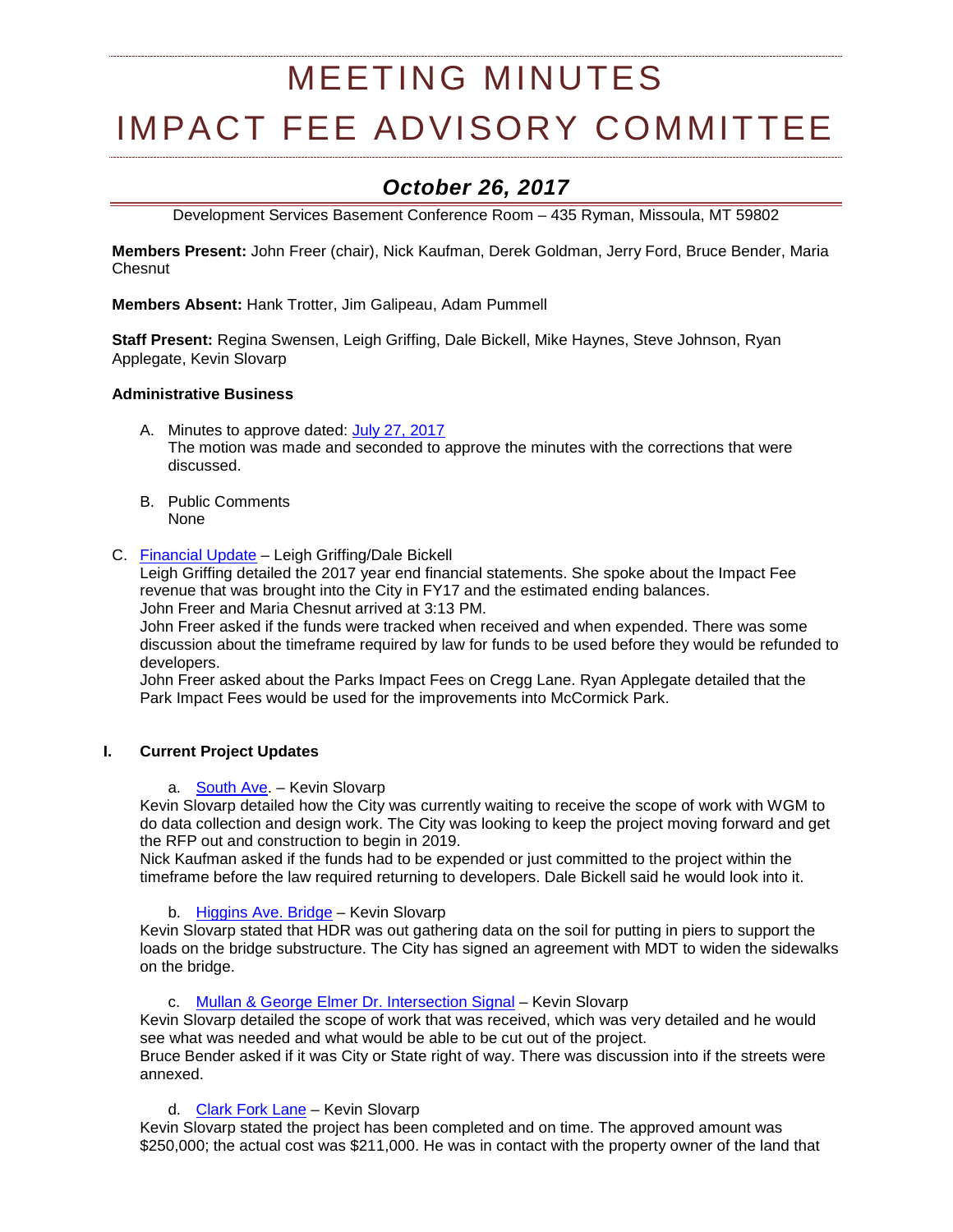# MEETING MINUTES
# IMPACT FEE ADVISORY COMMITTEE

## *October 26, 2017*

Development Services Basement Conference Room – 435 Ryman, Missoula, MT 59802

**Members Present:** John Freer (chair), Nick Kaufman, Derek Goldman, Jerry Ford, Bruce Bender, Maria Chesnut

**Members Absent:** Hank Trotter, Jim Galipeau, Adam Pummell

**Staff Present:** Regina Swensen, Leigh Griffing, Dale Bickell, Mike Haynes, Steve Johnson, Ryan Applegate, Kevin Slovarp

**Administrative Business**

A. Minutes to approve dated: July 27, 2017
   The motion was made and seconded to approve the minutes with the corrections that were discussed.

B. Public Comments
   None

C. Financial Update – Leigh Griffing/Dale Bickell
Leigh Griffing detailed the 2017 year end financial statements. She spoke about the Impact Fee revenue that was brought into the City in FY17 and the estimated ending balances.
John Freer and Maria Chesnut arrived at 3:13 PM.
John Freer asked if the funds were tracked when received and when expended. There was some discussion about the timeframe required by law for funds to be used before they would be refunded to developers.
John Freer asked about the Parks Impact Fees on Cregg Lane. Ryan Applegate detailed that the Park Impact Fees would be used for the improvements into McCormick Park.

**I. Current Project Updates**

a. South Ave. – Kevin Slovarp
Kevin Slovarp detailed how the City was currently waiting to receive the scope of work with WGM to do data collection and design work. The City was looking to keep the project moving forward and get the RFP out and construction to begin in 2019.
Nick Kaufman asked if the funds had to be expended or just committed to the project within the timeframe before the law required returning to developers. Dale Bickell said he would look into it.

b. Higgins Ave. Bridge – Kevin Slovarp
Kevin Slovarp stated that HDR was out gathering data on the soil for putting in piers to support the loads on the bridge substructure. The City has signed an agreement with MDT to widen the sidewalks on the bridge.

c. Mullan & George Elmer Dr. Intersection Signal – Kevin Slovarp
Kevin Slovarp detailed the scope of work that was received, which was very detailed and he would see what was needed and what would be able to be cut out of the project.
Bruce Bender asked if it was City or State right of way. There was discussion into if the streets were annexed.

d. Clark Fork Lane – Kevin Slovarp
Kevin Slovarp stated the project has been completed and on time. The approved amount was $250,000; the actual cost was $211,000. He was in contact with the property owner of the land that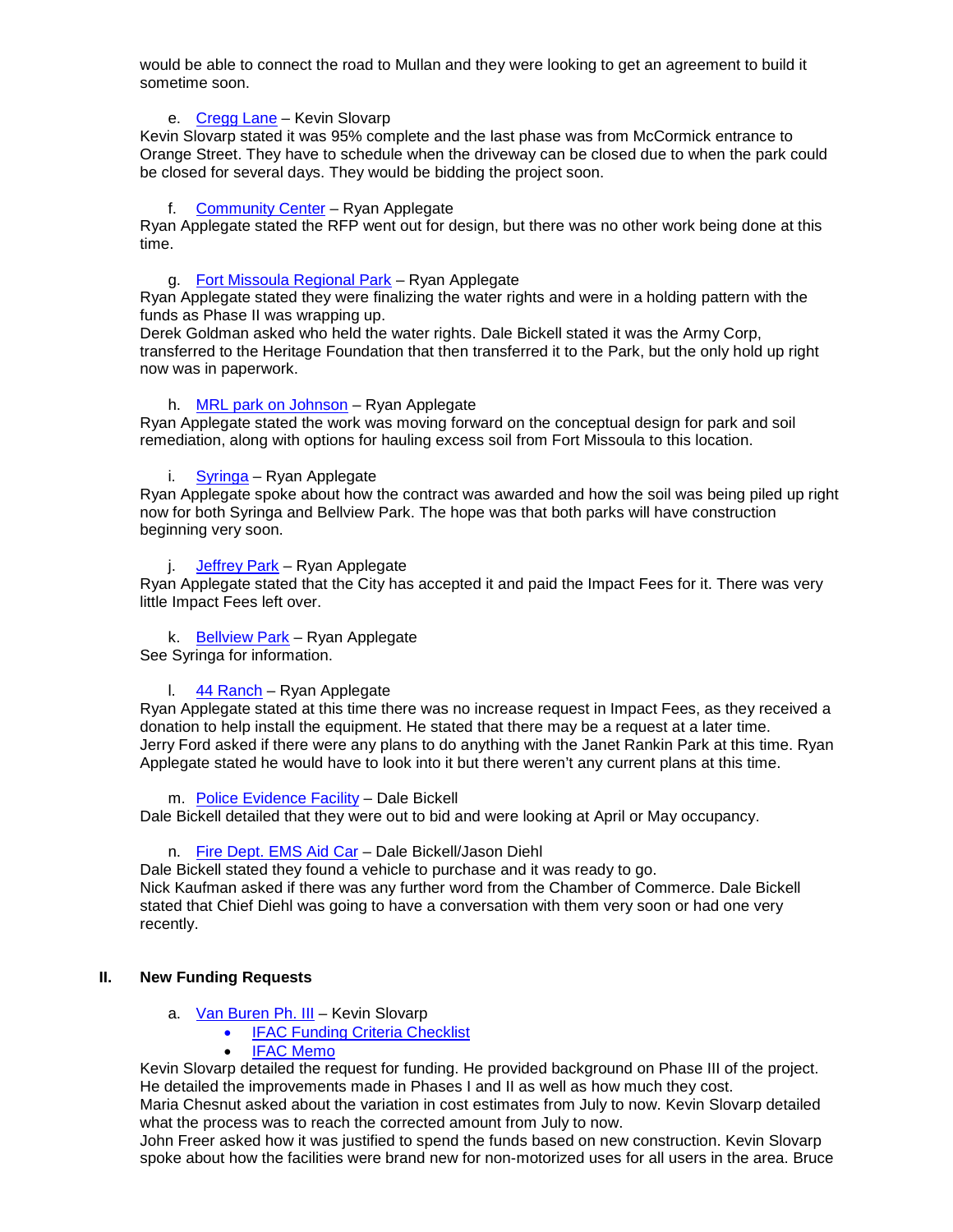would be able to connect the road to Mullan and they were looking to get an agreement to build it sometime soon.

e. Cregg Lane – Kevin Slovarp

Kevin Slovarp stated it was 95% complete and the last phase was from McCormick entrance to Orange Street. They have to schedule when the driveway can be closed due to when the park could be closed for several days. They would be bidding the project soon.

f. Community Center – Ryan Applegate

Ryan Applegate stated the RFP went out for design, but there was no other work being done at this time.

g. Fort Missoula Regional Park – Ryan Applegate

Ryan Applegate stated they were finalizing the water rights and were in a holding pattern with the funds as Phase II was wrapping up.
Derek Goldman asked who held the water rights. Dale Bickell stated it was the Army Corp, transferred to the Heritage Foundation that then transferred it to the Park, but the only hold up right now was in paperwork.

h. MRL park on Johnson – Ryan Applegate

Ryan Applegate stated the work was moving forward on the conceptual design for park and soil remediation, along with options for hauling excess soil from Fort Missoula to this location.

i. Syringa – Ryan Applegate

Ryan Applegate spoke about how the contract was awarded and how the soil was being piled up right now for both Syringa and Bellview Park. The hope was that both parks will have construction beginning very soon.

j. Jeffrey Park – Ryan Applegate

Ryan Applegate stated that the City has accepted it and paid the Impact Fees for it. There was very little Impact Fees left over.

k. Bellview Park – Ryan Applegate

See Syringa for information.

l. 44 Ranch – Ryan Applegate

Ryan Applegate stated at this time there was no increase request in Impact Fees, as they received a donation to help install the equipment. He stated that there may be a request at a later time.
Jerry Ford asked if there were any plans to do anything with the Janet Rankin Park at this time. Ryan Applegate stated he would have to look into it but there weren't any current plans at this time.

m. Police Evidence Facility – Dale Bickell

Dale Bickell detailed that they were out to bid and were looking at April or May occupancy.

n. Fire Dept. EMS Aid Car – Dale Bickell/Jason Diehl

Dale Bickell stated they found a vehicle to purchase and it was ready to go.
Nick Kaufman asked if there was any further word from the Chamber of Commerce. Dale Bickell stated that Chief Diehl was going to have a conversation with them very soon or had one very recently.

## II. New Funding Requests

a. Van Buren Ph. III – Kevin Slovarp
- IFAC Funding Criteria Checklist
- IFAC Memo

Kevin Slovarp detailed the request for funding. He provided background on Phase III of the project. He detailed the improvements made in Phases I and II as well as how much they cost.
Maria Chesnut asked about the variation in cost estimates from July to now. Kevin Slovarp detailed what the process was to reach the corrected amount from July to now.
John Freer asked how it was justified to spend the funds based on new construction. Kevin Slovarp spoke about how the facilities were brand new for non-motorized uses for all users in the area. Bruce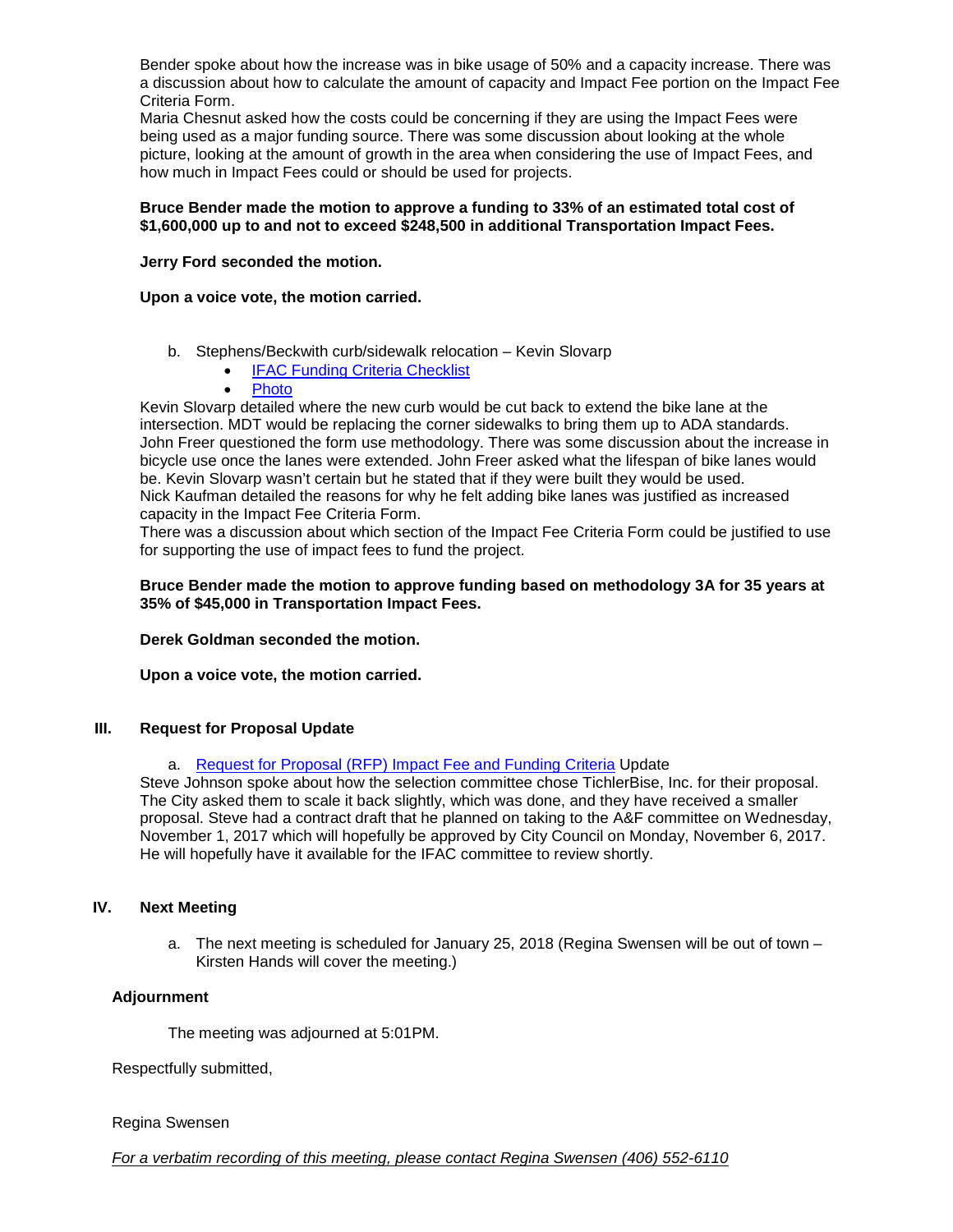Bender spoke about how the increase was in bike usage of 50% and a capacity increase. There was a discussion about how to calculate the amount of capacity and Impact Fee portion on the Impact Fee Criteria Form.
Maria Chesnut asked how the costs could be concerning if they are using the Impact Fees were being used as a major funding source. There was some discussion about looking at the whole picture, looking at the amount of growth in the area when considering the use of Impact Fees, and how much in Impact Fees could or should be used for projects.

**Bruce Bender made the motion to approve a funding to 33% of an estimated total cost of $1,600,000 up to and not to exceed $248,500 in additional Transportation Impact Fees.**

**Jerry Ford seconded the motion.**

**Upon a voice vote, the motion carried.**

b. Stephens/Beckwith curb/sidewalk relocation – Kevin Slovarp
- IFAC Funding Criteria Checklist
- Photo

Kevin Slovarp detailed where the new curb would be cut back to extend the bike lane at the intersection. MDT would be replacing the corner sidewalks to bring them up to ADA standards.
John Freer questioned the form use methodology. There was some discussion about the increase in bicycle use once the lanes were extended. John Freer asked what the lifespan of bike lanes would be. Kevin Slovarp wasn't certain but he stated that if they were built they would be used.
Nick Kaufman detailed the reasons for why he felt adding bike lanes was justified as increased capacity in the Impact Fee Criteria Form.
There was a discussion about which section of the Impact Fee Criteria Form could be justified to use for supporting the use of impact fees to fund the project.

**Bruce Bender made the motion to approve funding based on methodology 3A for 35 years at 35% of $45,000 in Transportation Impact Fees.**

**Derek Goldman seconded the motion.**

**Upon a voice vote, the motion carried.**

## III. Request for Proposal Update

a. Request for Proposal (RFP) Impact Fee and Funding Criteria Update

Steve Johnson spoke about how the selection committee chose TichlerBise, Inc. for their proposal. The City asked them to scale it back slightly, which was done, and they have received a smaller proposal. Steve had a contract draft that he planned on taking to the A&F committee on Wednesday, November 1, 2017 which will hopefully be approved by City Council on Monday, November 6, 2017. He will hopefully have it available for the IFAC committee to review shortly.

## IV. Next Meeting

a. The next meeting is scheduled for January 25, 2018 (Regina Swensen will be out of town – Kirsten Hands will cover the meeting.)

### Adjournment

The meeting was adjourned at 5:01PM.

Respectfully submitted,

Regina Swensen

*For a verbatim recording of this meeting, please contact Regina Swensen (406) 552-6110*